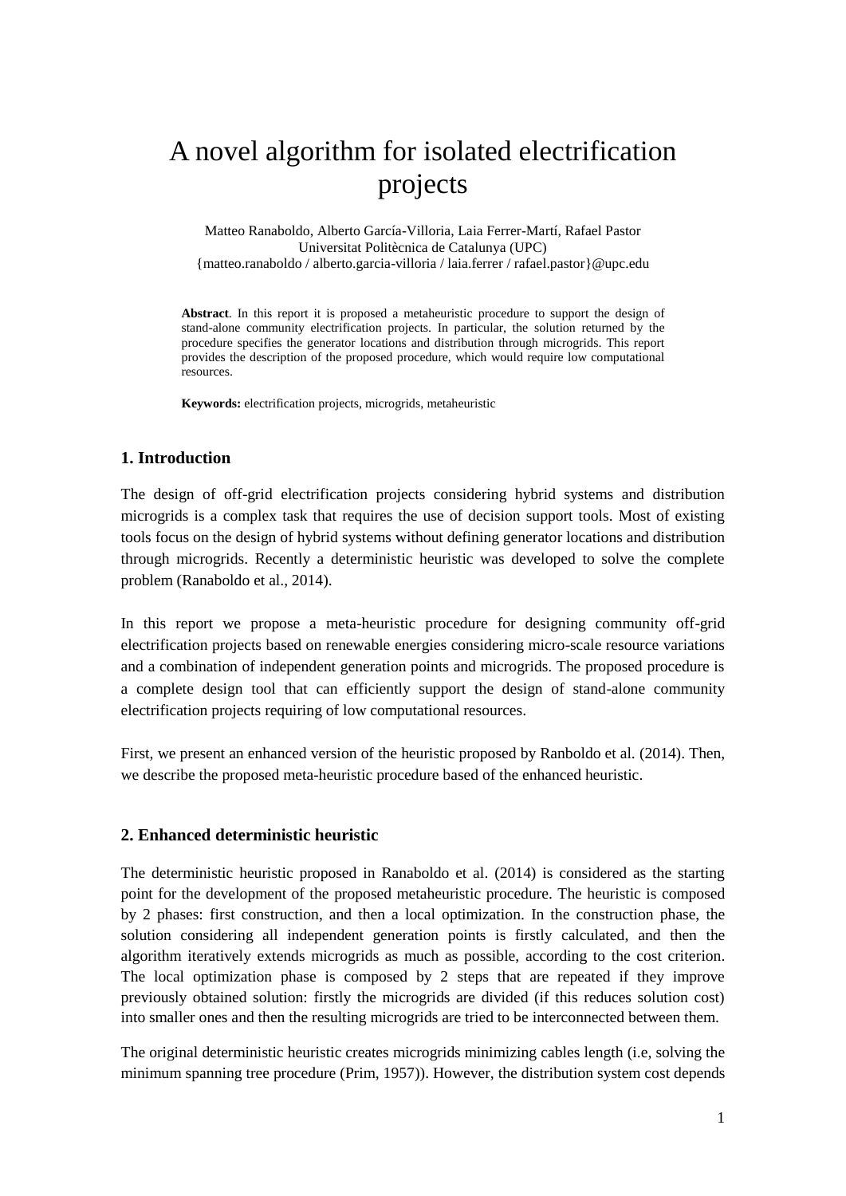# A novel algorithm for isolated electrification projects

Matteo Ranaboldo, Alberto García-Villoria, Laia Ferrer-Martí, Rafael Pastor
Universitat Politècnica de Catalunya (UPC)
{matteo.ranaboldo / alberto.garcia-villoria / laia.ferrer / rafael.pastor}@upc.edu

**Abstract**. In this report it is proposed a metaheuristic procedure to support the design of stand-alone community electrification projects. In particular, the solution returned by the procedure specifies the generator locations and distribution through microgrids. This report provides the description of the proposed procedure, which would require low computational resources.

**Keywords:** electrification projects, microgrids, metaheuristic

## 1. Introduction

The design of off-grid electrification projects considering hybrid systems and distribution microgrids is a complex task that requires the use of decision support tools. Most of existing tools focus on the design of hybrid systems without defining generator locations and distribution through microgrids. Recently a deterministic heuristic was developed to solve the complete problem (Ranaboldo et al., 2014).

In this report we propose a meta-heuristic procedure for designing community off-grid electrification projects based on renewable energies considering micro-scale resource variations and a combination of independent generation points and microgrids. The proposed procedure is a complete design tool that can efficiently support the design of stand-alone community electrification projects requiring of low computational resources.

First, we present an enhanced version of the heuristic proposed by Ranboldo et al. (2014). Then, we describe the proposed meta-heuristic procedure based of the enhanced heuristic.

## 2. Enhanced deterministic heuristic

The deterministic heuristic proposed in Ranaboldo et al. (2014) is considered as the starting point for the development of the proposed metaheuristic procedure. The heuristic is composed by 2 phases: first construction, and then a local optimization. In the construction phase, the solution considering all independent generation points is firstly calculated, and then the algorithm iteratively extends microgrids as much as possible, according to the cost criterion. The local optimization phase is composed by 2 steps that are repeated if they improve previously obtained solution: firstly the microgrids are divided (if this reduces solution cost) into smaller ones and then the resulting microgrids are tried to be interconnected between them.

The original deterministic heuristic creates microgrids minimizing cables length (i.e, solving the minimum spanning tree procedure (Prim, 1957)). However, the distribution system cost depends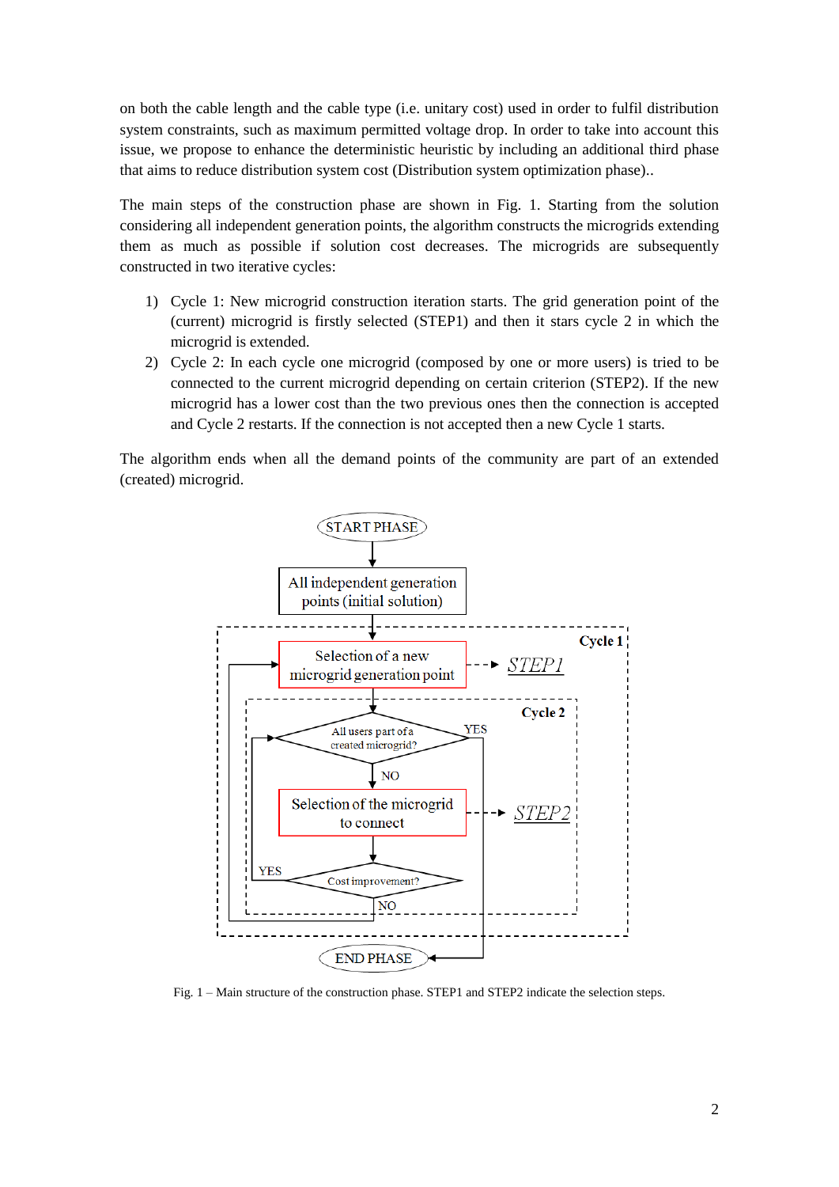on both the cable length and the cable type (i.e. unitary cost) used in order to fulfil distribution system constraints, such as maximum permitted voltage drop. In order to take into account this issue, we propose to enhance the deterministic heuristic by including an additional third phase that aims to reduce distribution system cost (Distribution system optimization phase)..

The main steps of the construction phase are shown in Fig. 1. Starting from the solution considering all independent generation points, the algorithm constructs the microgrids extending them as much as possible if solution cost decreases. The microgrids are subsequently constructed in two iterative cycles:

1) Cycle 1: New microgrid construction iteration starts. The grid generation point of the (current) microgrid is firstly selected (STEP1) and then it stars cycle 2 in which the microgrid is extended.
2) Cycle 2: In each cycle one microgrid (composed by one or more users) is tried to be connected to the current microgrid depending on certain criterion (STEP2). If the new microgrid has a lower cost than the two previous ones then the connection is accepted and Cycle 2 restarts. If the connection is not accepted then a new Cycle 1 starts.

The algorithm ends when all the demand points of the community are part of an extended (created) microgrid.

Fig. 1 – Main structure of the construction phase. STEP1 and STEP2 indicate the selection steps.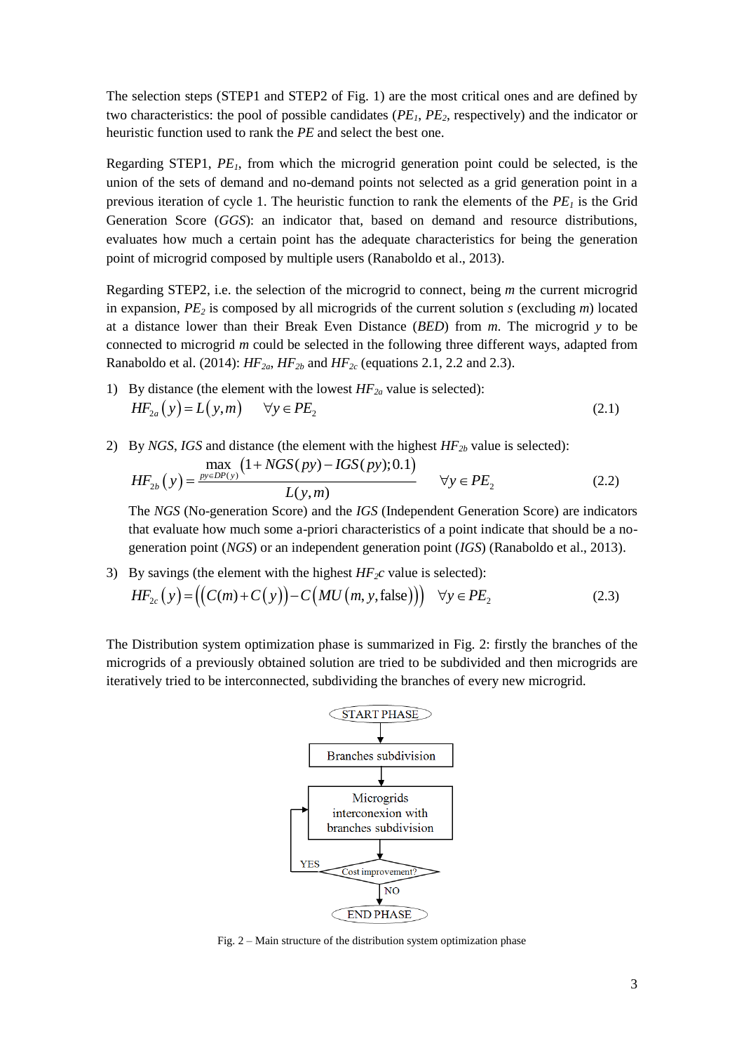The selection steps (STEP1 and STEP2 of Fig. 1) are the most critical ones and are defined by two characteristics: the pool of possible candidates ($PE_1$, $PE_2$, respectively) and the indicator or heuristic function used to rank the *PE* and select the best one.

Regarding STEP1, $PE_1$, from which the microgrid generation point could be selected, is the union of the sets of demand and no-demand points not selected as a grid generation point in a previous iteration of cycle 1. The heuristic function to rank the elements of the $PE_1$ is the Grid Generation Score (*GGS*): an indicator that, based on demand and resource distributions, evaluates how much a certain point has the adequate characteristics for being the generation point of microgrid composed by multiple users (Ranaboldo et al., 2013).

Regarding STEP2, i.e. the selection of the microgrid to connect, being *m* the current microgrid in expansion, $PE_2$ is composed by all microgrids of the current solution *s* (excluding *m*) located at a distance lower than their Break Even Distance (*BED*) from *m*. The microgrid *y* to be connected to microgrid *m* could be selected in the following three different ways, adapted from Ranaboldo et al. (2014): $HF_{2a}$, $HF_{2b}$ and $HF_{2c}$ (equations 2.1, 2.2 and 2.3).

1) By distance (the element with the lowest $HF_{2a}$ value is selected):

$$HF_{2a}(y) = L(y,m) \qquad \forall y \in PE_2 \tag{2.1}$$

2) By *NGS*, *IGS* and distance (the element with the highest $HF_{2b}$ value is selected):

$$HF_{2b}(y) = \frac{\max\limits_{py \in DP(y)} \left(1 + NGS(py) - IGS(py); 0.1\right)}{L(y,m)} \qquad \forall y \in PE_2 \tag{2.2}$$

The *NGS* (No-generation Score) and the *IGS* (Independent Generation Score) are indicators that evaluate how much some a-priori characteristics of a point indicate that should be a no-generation point (*NGS*) or an independent generation point (*IGS*) (Ranaboldo et al., 2013).

3) By savings (the element with the highest $HF_2c$ value is selected):

$$HF_{2c}(y) = \left(\left(C(m) + C(y)\right) - C\left(MU\left(m, y, \text{false}\right)\right)\right) \quad \forall y \in PE_2 \tag{2.3}$$

The Distribution system optimization phase is summarized in Fig. 2: firstly the branches of the microgrids of a previously obtained solution are tried to be subdivided and then microgrids are iteratively tried to be interconnected, subdividing the branches of every new microgrid.

```
START PHASE
    ↓
Branches subdivision
    ↓
Microgrids interconexion with branches subdivision  ←──┐
    ↓                                                  │
Cost improvement? ── YES ──────────────────────────────┘
    ↓ NO
END PHASE
```

Fig. 2 – Main structure of the distribution system optimization phase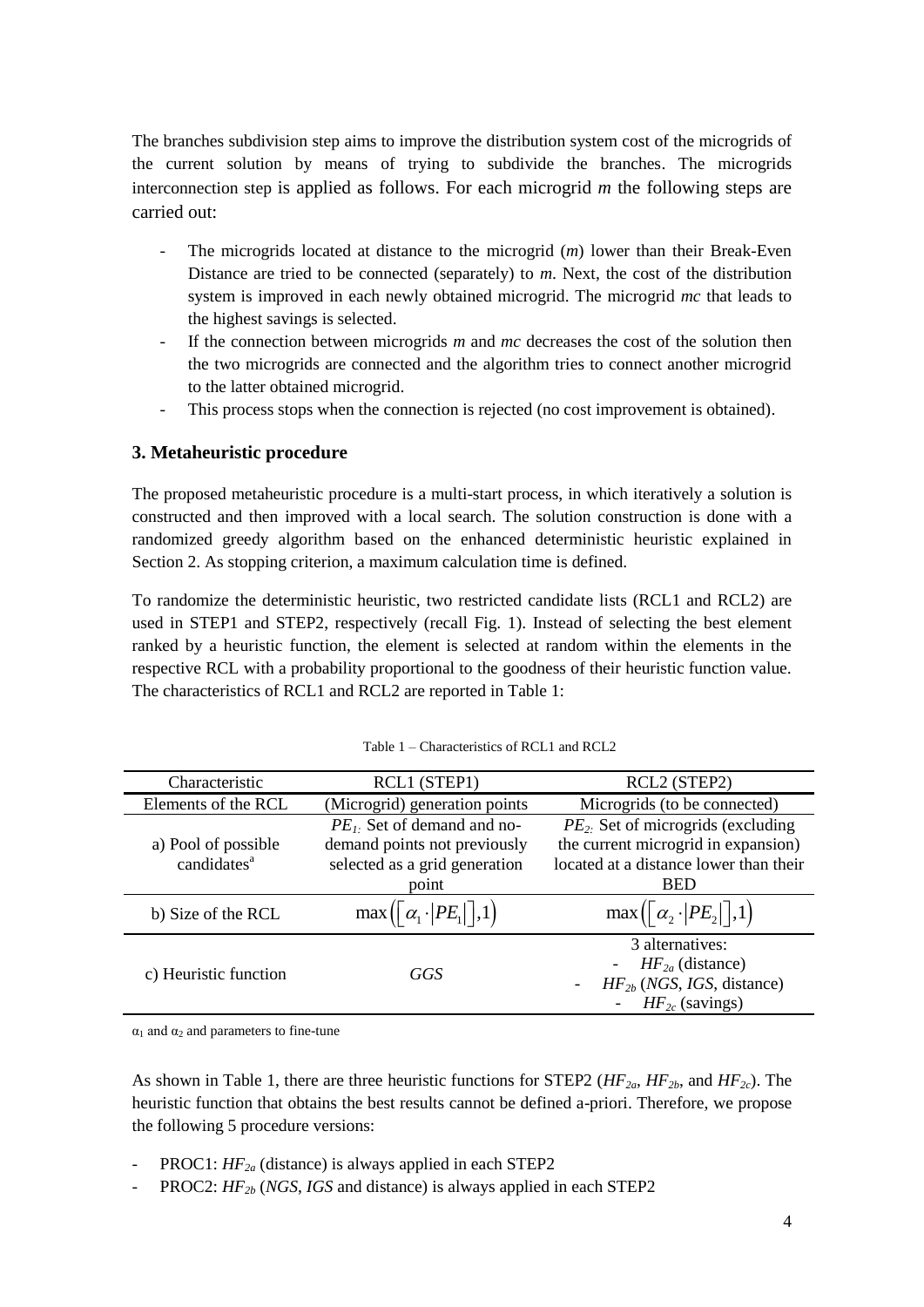The branches subdivision step aims to improve the distribution system cost of the microgrids of the current solution by means of trying to subdivide the branches. The microgrids interconnection step is applied as follows. For each microgrid *m* the following steps are carried out:

- The microgrids located at distance to the microgrid (*m*) lower than their Break-Even Distance are tried to be connected (separately) to *m*. Next, the cost of the distribution system is improved in each newly obtained microgrid. The microgrid *mc* that leads to the highest savings is selected.
- If the connection between microgrids *m* and *mc* decreases the cost of the solution then the two microgrids are connected and the algorithm tries to connect another microgrid to the latter obtained microgrid.
- This process stops when the connection is rejected (no cost improvement is obtained).

## 3. Metaheuristic procedure

The proposed metaheuristic procedure is a multi-start process, in which iteratively a solution is constructed and then improved with a local search. The solution construction is done with a randomized greedy algorithm based on the enhanced deterministic heuristic explained in Section 2. As stopping criterion, a maximum calculation time is defined.

To randomize the deterministic heuristic, two restricted candidate lists (RCL1 and RCL2) are used in STEP1 and STEP2, respectively (recall Fig. 1). Instead of selecting the best element ranked by a heuristic function, the element is selected at random within the elements in the respective RCL with a probability proportional to the goodness of their heuristic function value. The characteristics of RCL1 and RCL2 are reported in Table 1:

Table 1 – Characteristics of RCL1 and RCL2

| Characteristic | RCL1 (STEP1) | RCL2 (STEP2) |
|---|---|---|
| Elements of the RCL | (Microgrid) generation points | Microgrids (to be connected) |
| a) Pool of possible candidates[a] | $PE_1$: Set of demand and no-demand points not previously selected as a grid generation point | $PE_2$: Set of microgrids (excluding the current microgrid in expansion) located at a distance lower than their BED |
| b) Size of the RCL | $\max\left(\left\lceil \alpha_1 \cdot \lvert PE_1 \rvert \right\rceil, 1\right)$ | $\max\left(\left\lceil \alpha_2 \cdot \lvert PE_2 \rvert \right\rceil, 1\right)$ |
| c) Heuristic function | *GGS* | 3 alternatives: - $HF_{2a}$ (distance) - $HF_{2b}$ (*NGS*, *IGS*, distance) - $HF_{2c}$ (savings) |

[a] $\alpha_1$ and $\alpha_2$ and parameters to fine-tune

As shown in Table 1, there are three heuristic functions for STEP2 ($HF_{2a}$, $HF_{2b}$, and $HF_{2c}$). The heuristic function that obtains the best results cannot be defined a-priori. Therefore, we propose the following 5 procedure versions:

- PROC1: $HF_{2a}$ (distance) is always applied in each STEP2
- PROC2: $HF_{2b}$ (*NGS*, *IGS* and distance) is always applied in each STEP2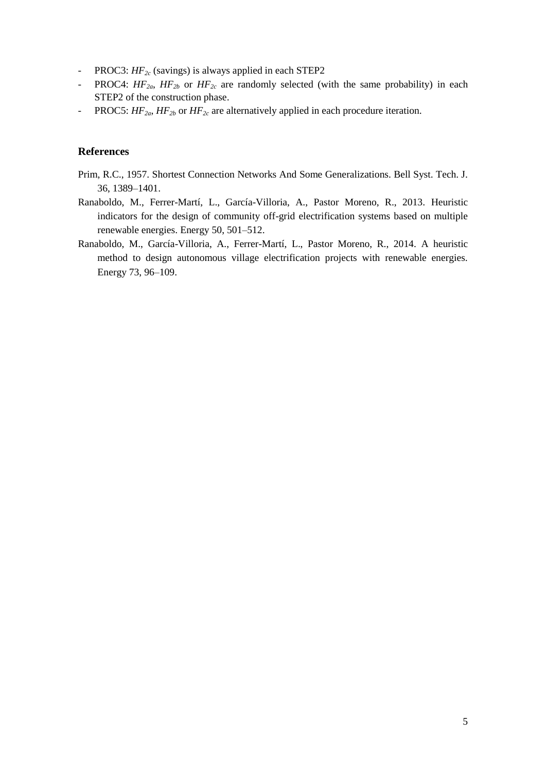- PROC3: $HF_{2c}$ (savings) is always applied in each STEP2
- PROC4: $HF_{2a}$, $HF_{2b}$ or $HF_{2c}$ are randomly selected (with the same probability) in each STEP2 of the construction phase.
- PROC5: $HF_{2a}$, $HF_{2b}$ or $HF_{2c}$ are alternatively applied in each procedure iteration.

## References

Prim, R.C., 1957. Shortest Connection Networks And Some Generalizations. Bell Syst. Tech. J. 36, 1389–1401.

Ranaboldo, M., Ferrer-Martí, L., García-Villoria, A., Pastor Moreno, R., 2013. Heuristic indicators for the design of community off-grid electrification systems based on multiple renewable energies. Energy 50, 501–512.

Ranaboldo, M., García-Villoria, A., Ferrer-Martí, L., Pastor Moreno, R., 2014. A heuristic method to design autonomous village electrification projects with renewable energies. Energy 73, 96–109.